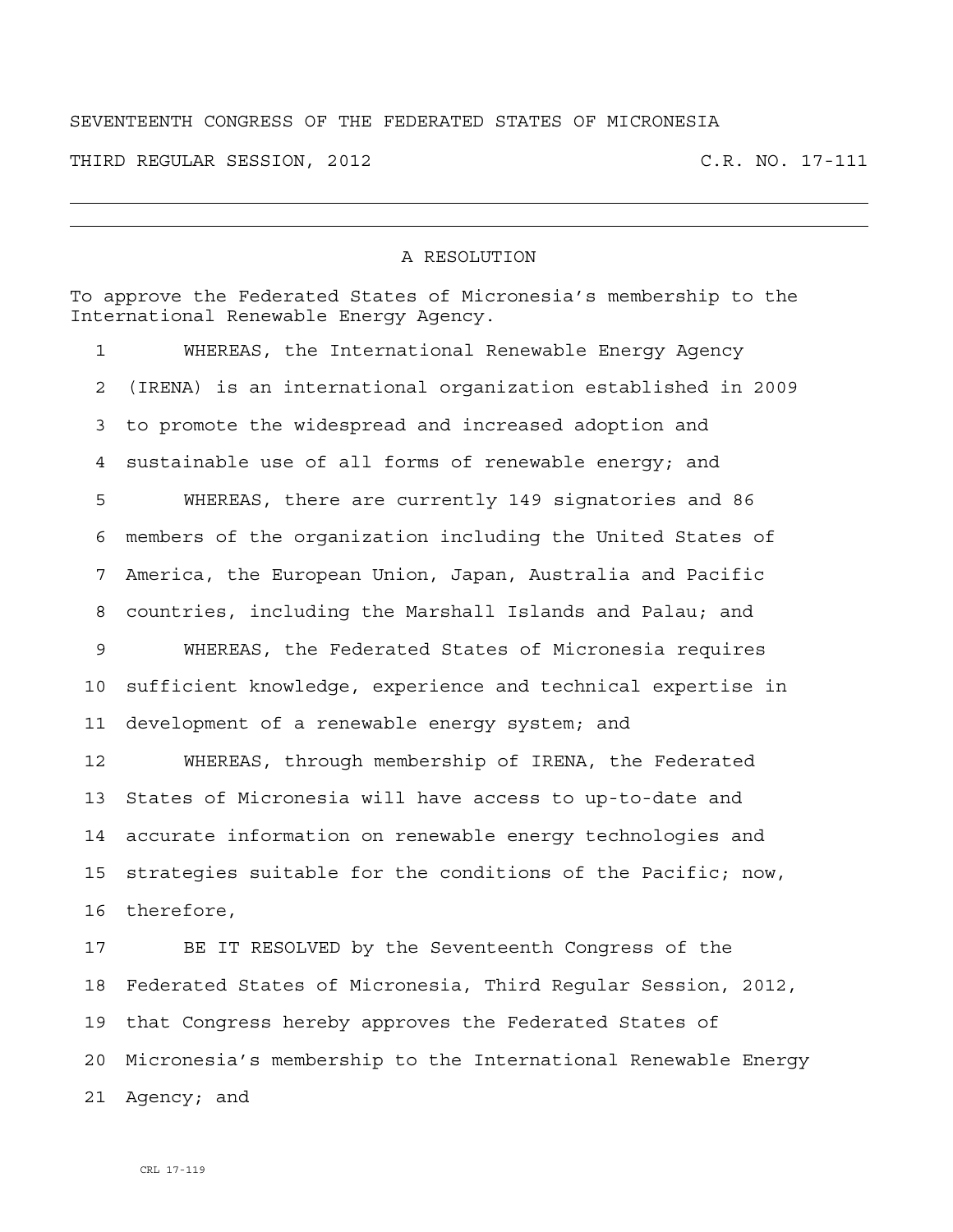SEVENTEENTH CONGRESS OF THE FEDERATED STATES OF MICRONESIA

THIRD REGULAR SESSION, 2012 C.R. NO. 17-111

---

## A RESOLUTION

To approve the Federated States of Micronesia's membership to the International Renewable Energy Agency.

1 WHEREAS, the International Renewable Energy Agency
2 (IRENA) is an international organization established in 2009
3 to promote the widespread and increased adoption and
4 sustainable use of all forms of renewable energy; and
5 WHEREAS, there are currently 149 signatories and 86
6 members of the organization including the United States of
7 America, the European Union, Japan, Australia and Pacific
8 countries, including the Marshall Islands and Palau; and
9 WHEREAS, the Federated States of Micronesia requires
10 sufficient knowledge, experience and technical expertise in
11 development of a renewable energy system; and
12 WHEREAS, through membership of IRENA, the Federated
13 States of Micronesia will have access to up-to-date and
14 accurate information on renewable energy technologies and
15 strategies suitable for the conditions of the Pacific; now,
16 therefore,
17 BE IT RESOLVED by the Seventeenth Congress of the
18 Federated States of Micronesia, Third Regular Session, 2012,
19 that Congress hereby approves the Federated States of
20 Micronesia's membership to the International Renewable Energy
21 Agency; and

CRL 17-119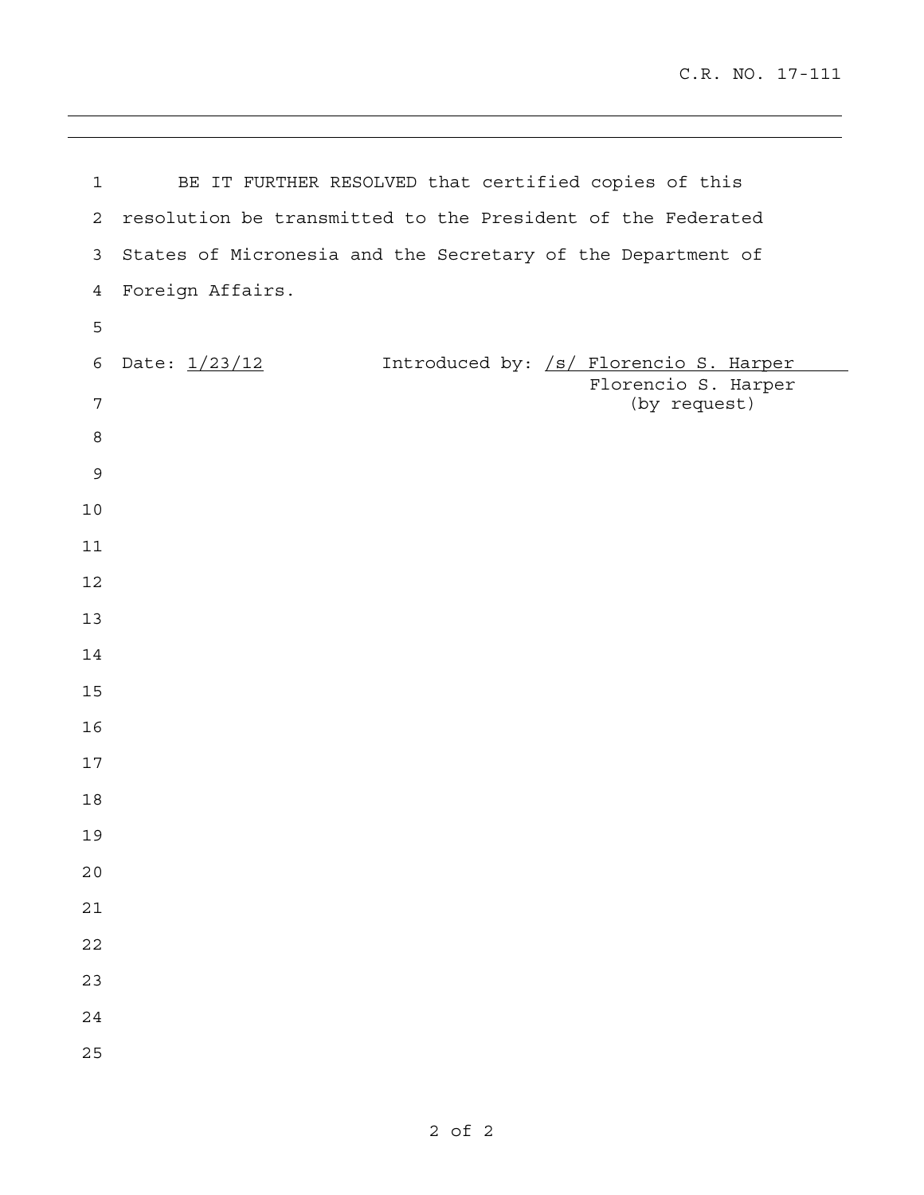BE IT FURTHER RESOLVED that certified copies of this resolution be transmitted to the President of the Federated States of Micronesia and the Secretary of the Department of Foreign Affairs.

Date: 1/23/12

Introduced by: /s/ Florencio S. Harper
Florencio S. Harper
(by request)